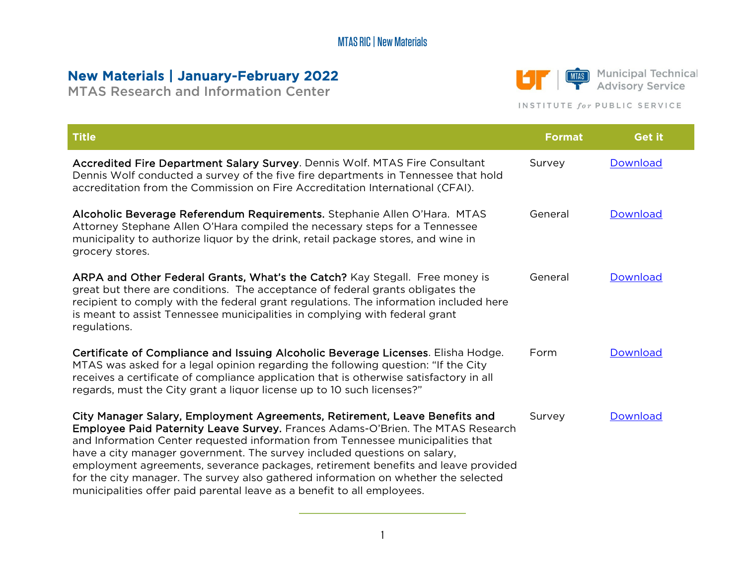# New Materials | January-February 2022

MTAS Research and Information Center

Municipal Technical Advisory Service

INSTITUTE *for* PUBLIC SERVICE

| Title | Format | Get it |
|---|---|---|
| **Accredited Fire Department Salary Survey**. Dennis Wolf. MTAS Fire Consultant Dennis Wolf conducted a survey of the five fire departments in Tennessee that hold accreditation from the Commission on Fire Accreditation International (CFAI). | Survey | Download |
| **Alcoholic Beverage Referendum Requirements.** Stephanie Allen O'Hara. MTAS Attorney Stephane Allen O'Hara compiled the necessary steps for a Tennessee municipality to authorize liquor by the drink, retail package stores, and wine in grocery stores. | General | Download |
| **ARPA and Other Federal Grants, What's the Catch?** Kay Stegall. Free money is great but there are conditions. The acceptance of federal grants obligates the recipient to comply with the federal grant regulations. The information included here is meant to assist Tennessee municipalities in complying with federal grant regulations. | General | Download |
| **Certificate of Compliance and Issuing Alcoholic Beverage Licenses**. Elisha Hodge. MTAS was asked for a legal opinion regarding the following question: "If the City receives a certificate of compliance application that is otherwise satisfactory in all regards, must the City grant a liquor license up to 10 such licenses?" | Form | Download |
| **City Manager Salary, Employment Agreements, Retirement, Leave Benefits and Employee Paid Paternity Leave Survey.** Frances Adams-O'Brien. The MTAS Research and Information Center requested information from Tennessee municipalities that have a city manager government. The survey included questions on salary, employment agreements, severance packages, retirement benefits and leave provided for the city manager. The survey also gathered information on whether the selected municipalities offer paid parental leave as a benefit to all employees. | Survey | Download |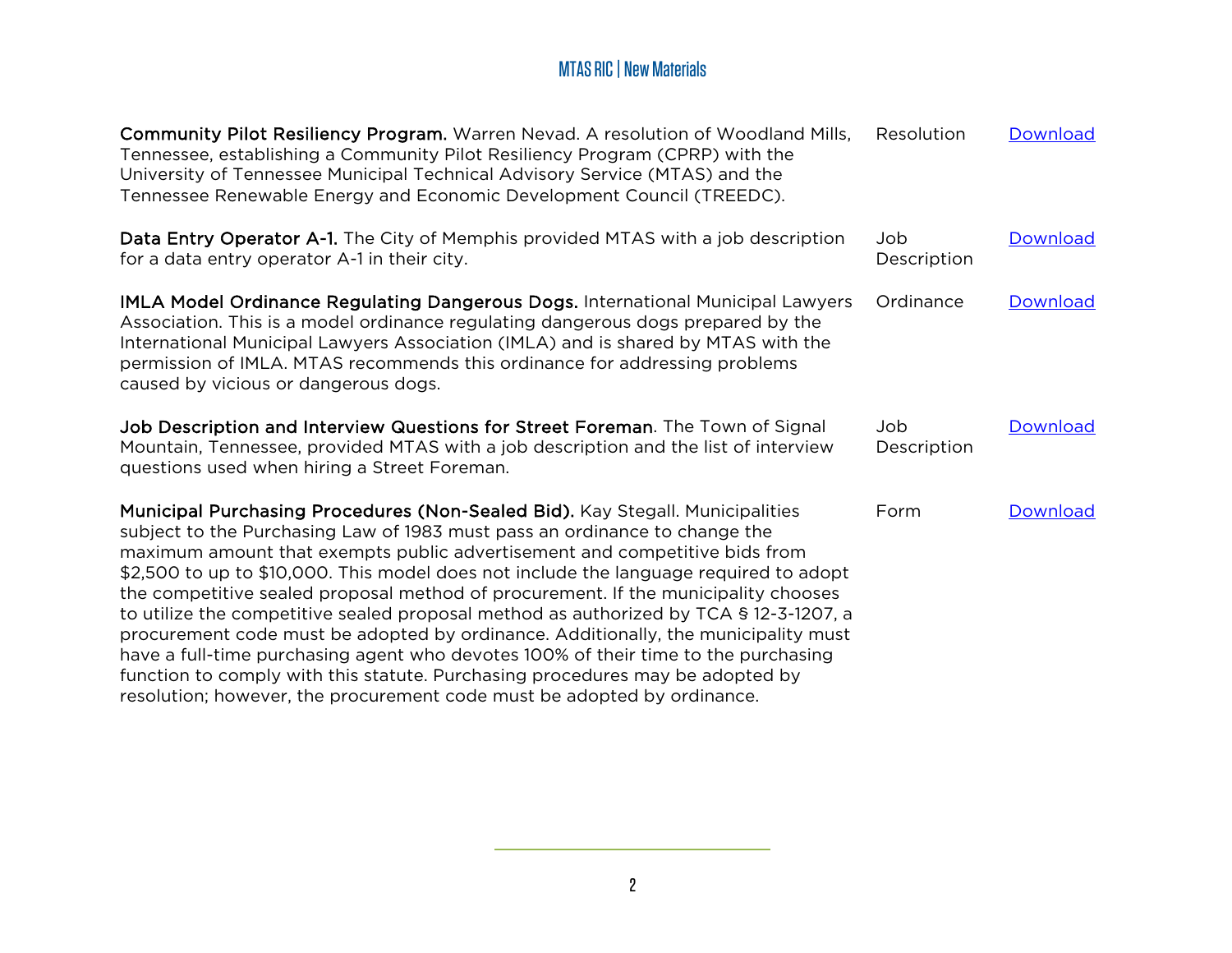| | | |
|---|---|---|
| **Community Pilot Resiliency Program.** Warren Nevad. A resolution of Woodland Mills, Tennessee, establishing a Community Pilot Resiliency Program (CPRP) with the University of Tennessee Municipal Technical Advisory Service (MTAS) and the Tennessee Renewable Energy and Economic Development Council (TREEDC). | Resolution | Download |
| **Data Entry Operator A-1.** The City of Memphis provided MTAS with a job description for a data entry operator A-1 in their city. | Job Description | Download |
| **IMLA Model Ordinance Regulating Dangerous Dogs.** International Municipal Lawyers Association. This is a model ordinance regulating dangerous dogs prepared by the International Municipal Lawyers Association (IMLA) and is shared by MTAS with the permission of IMLA. MTAS recommends this ordinance for addressing problems caused by vicious or dangerous dogs. | Ordinance | Download |
| **Job Description and Interview Questions for Street Foreman**. The Town of Signal Mountain, Tennessee, provided MTAS with a job description and the list of interview questions used when hiring a Street Foreman. | Job Description | Download |
| **Municipal Purchasing Procedures (Non-Sealed Bid).** Kay Stegall. Municipalities subject to the Purchasing Law of 1983 must pass an ordinance to change the maximum amount that exempts public advertisement and competitive bids from $2,500 to up to $10,000. This model does not include the language required to adopt the competitive sealed proposal method of procurement. If the municipality chooses to utilize the competitive sealed proposal method as authorized by TCA § 12-3-1207, a procurement code must be adopted by ordinance. Additionally, the municipality must have a full-time purchasing agent who devotes 100% of their time to the purchasing function to comply with this statute. Purchasing procedures may be adopted by resolution; however, the procurement code must be adopted by ordinance. | Form | Download |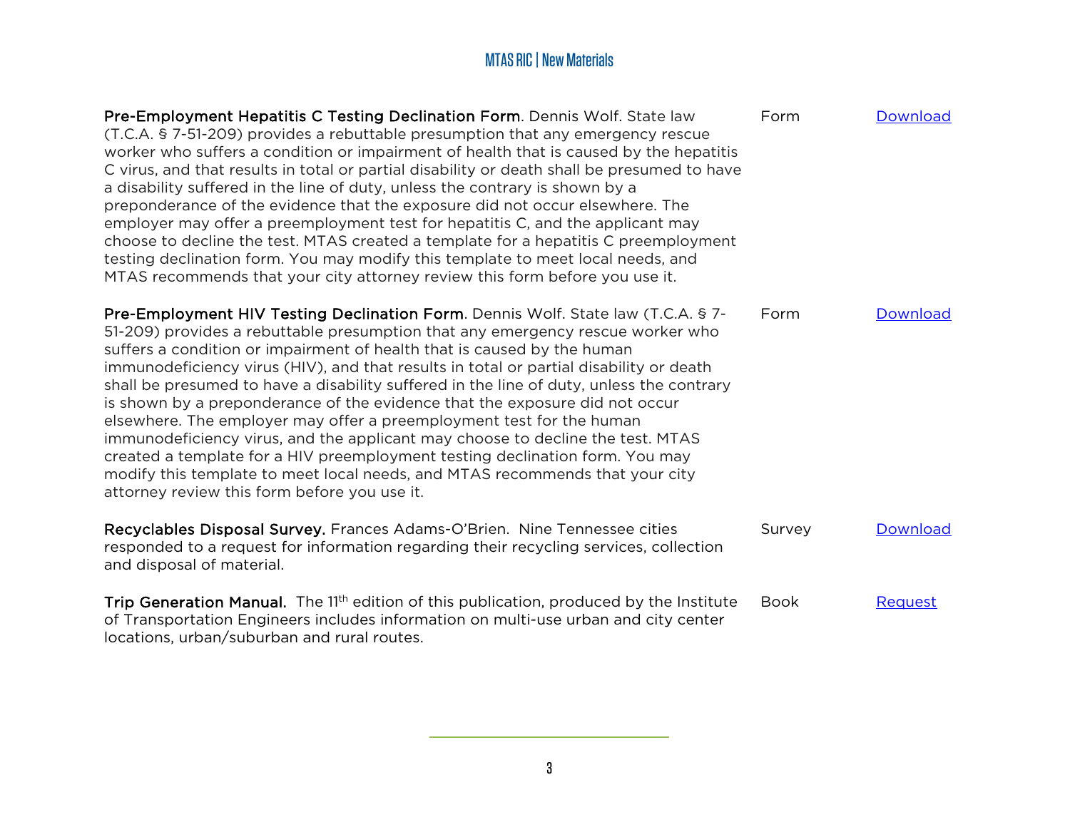| | | |
|---|---|---|
| **Pre-Employment Hepatitis C Testing Declination Form**. Dennis Wolf. State law (T.C.A. § 7-51-209) provides a rebuttable presumption that any emergency rescue worker who suffers a condition or impairment of health that is caused by the hepatitis C virus, and that results in total or partial disability or death shall be presumed to have a disability suffered in the line of duty, unless the contrary is shown by a preponderance of the evidence that the exposure did not occur elsewhere. The employer may offer a preemployment test for hepatitis C, and the applicant may choose to decline the test. MTAS created a template for a hepatitis C preemployment testing declination form. You may modify this template to meet local needs, and MTAS recommends that your city attorney review this form before you use it. | Form | Download |
| **Pre-Employment HIV Testing Declination Form**. Dennis Wolf. State law (T.C.A. § 7-51-209) provides a rebuttable presumption that any emergency rescue worker who suffers a condition or impairment of health that is caused by the human immunodeficiency virus (HIV), and that results in total or partial disability or death shall be presumed to have a disability suffered in the line of duty, unless the contrary is shown by a preponderance of the evidence that the exposure did not occur elsewhere. The employer may offer a preemployment test for the human immunodeficiency virus, and the applicant may choose to decline the test. MTAS created a template for a HIV preemployment testing declination form. You may modify this template to meet local needs, and MTAS recommends that your city attorney review this form before you use it. | Form | Download |
| **Recyclables Disposal Survey.** Frances Adams-O'Brien. Nine Tennessee cities responded to a request for information regarding their recycling services, collection and disposal of material. | Survey | Download |
| **Trip Generation Manual.** The 11th edition of this publication, produced by the Institute of Transportation Engineers includes information on multi-use urban and city center locations, urban/suburban and rural routes. | Book | Request |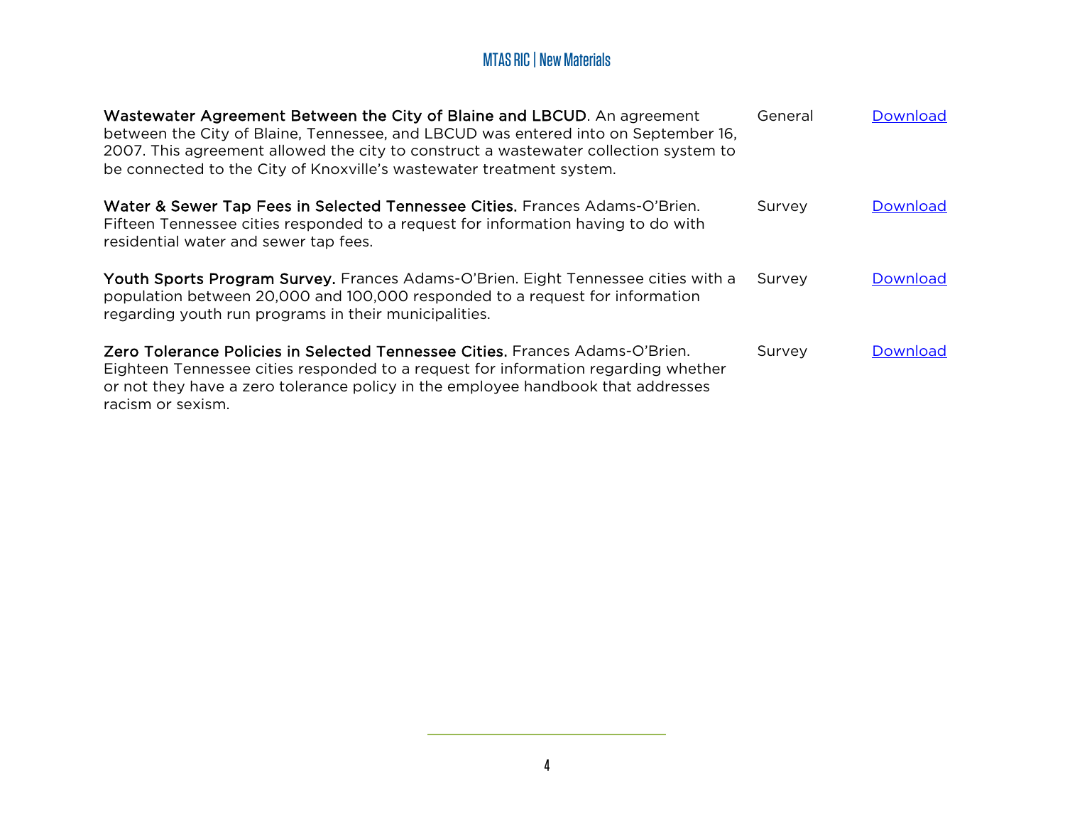| | | |
|---|---|---|
| **Wastewater Agreement Between the City of Blaine and LBCUD**. An agreement between the City of Blaine, Tennessee, and LBCUD was entered into on September 16, 2007. This agreement allowed the city to construct a wastewater collection system to be connected to the City of Knoxville's wastewater treatment system. | General | Download |
| **Water & Sewer Tap Fees in Selected Tennessee Cities.** Frances Adams-O'Brien. Fifteen Tennessee cities responded to a request for information having to do with residential water and sewer tap fees. | Survey | Download |
| **Youth Sports Program Survey.** Frances Adams-O'Brien. Eight Tennessee cities with a population between 20,000 and 100,000 responded to a request for information regarding youth run programs in their municipalities. | Survey | Download |
| **Zero Tolerance Policies in Selected Tennessee Cities.** Frances Adams-O'Brien. Eighteen Tennessee cities responded to a request for information regarding whether or not they have a zero tolerance policy in the employee handbook that addresses racism or sexism. | Survey | Download |